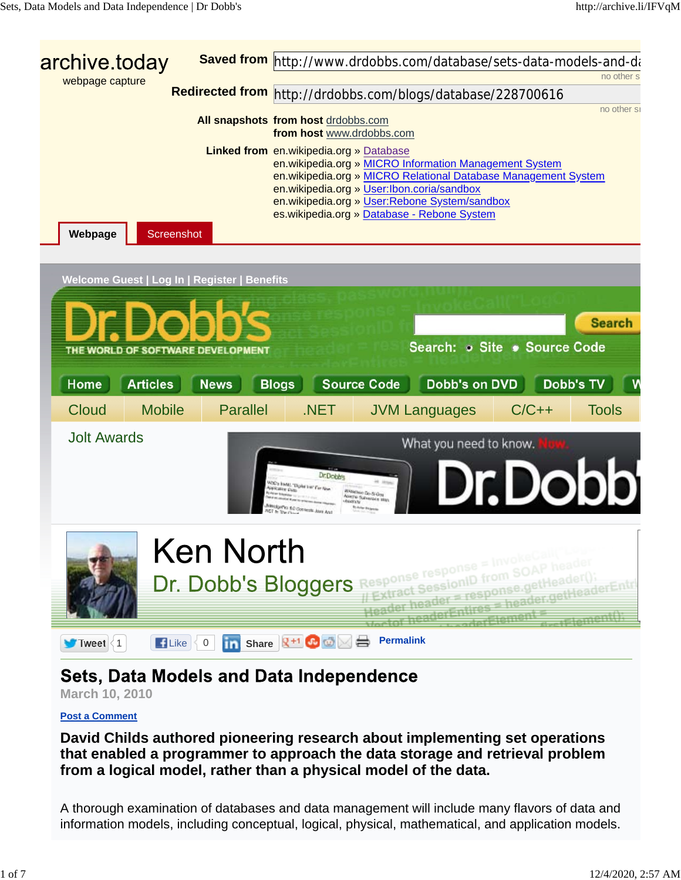archive.today
webpage capture

**Saved from** http://www.drdobbs.com/database/sets-data-models-and-da

**Redirected from** http://drdobbs.com/blogs/database/228700616

**All snapshots** from host drdobbs.com
from host www.drdobbs.com

**Linked from** en.wikipedia.org » Database
en.wikipedia.org » MICRO Information Management System
en.wikipedia.org » MICRO Relational Database Management System
en.wikipedia.org » User:Ibon.coria/sandbox
en.wikipedia.org » User:Rebone System/sandbox
es.wikipedia.org » Database - Rebone System

Webpage | Screenshot

Welcome Guest | Log In | Register | Benefits

Dr.Dobb's
THE WORLD OF SOFTWARE DEVELOPMENT

Search: Site Source Code

Home | Articles | News | Blogs | Source Code | Dobb's on DVD | Dobb's TV

Cloud | Mobile | Parallel | .NET | JVM Languages | C/C++ | Tools

Jolt Awards

# Ken North

Dr. Dobb's Bloggers

Tweet 1 | Like 0 | Share | Permalink

## Sets, Data Models and Data Independence

March 10, 2010

Post a Comment

**David Childs authored pioneering research about implementing set operations that enabled a programmer to approach the data storage and retrieval problem from a logical model, rather than a physical model of the data.**

A thorough examination of databases and data management will include many flavors of data and information models, including conceptual, logical, physical, mathematical, and application models.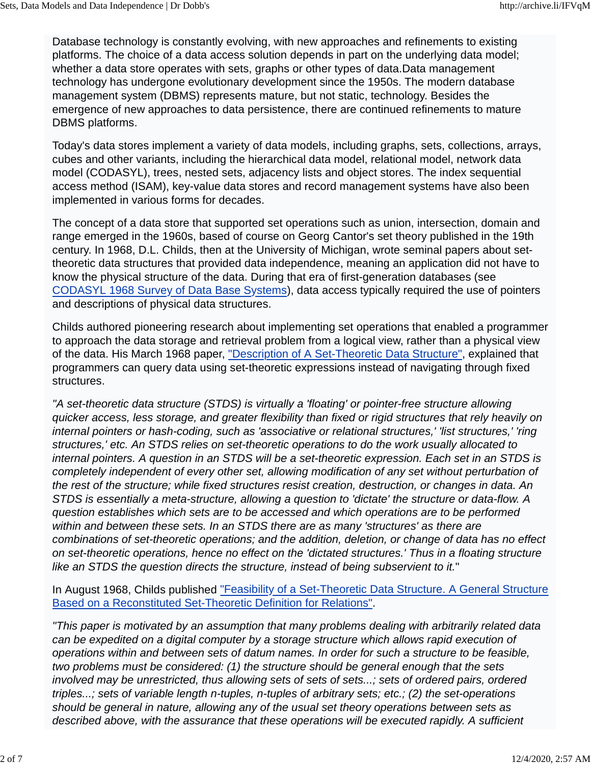Database technology is constantly evolving, with new approaches and refinements to existing platforms. The choice of a data access solution depends in part on the underlying data model; whether a data store operates with sets, graphs or other types of data.Data management technology has undergone evolutionary development since the 1950s. The modern database management system (DBMS) represents mature, but not static, technology. Besides the emergence of new approaches to data persistence, there are continued refinements to mature DBMS platforms.

Today's data stores implement a variety of data models, including graphs, sets, collections, arrays, cubes and other variants, including the hierarchical data model, relational model, network data model (CODASYL), trees, nested sets, adjacency lists and object stores. The index sequential access method (ISAM), key-value data stores and record management systems have also been implemented in various forms for decades.

The concept of a data store that supported set operations such as union, intersection, domain and range emerged in the 1960s, based of course on Georg Cantor's set theory published in the 19th century. In 1968, D.L. Childs, then at the University of Michigan, wrote seminal papers about set-theoretic data structures that provided data independence, meaning an application did not have to know the physical structure of the data. During that era of first-generation databases (see [CODASYL 1968 Survey of Data Base Systems]), data access typically required the use of pointers and descriptions of physical data structures.

Childs authored pioneering research about implementing set operations that enabled a programmer to approach the data storage and retrieval problem from a logical view, rather than a physical view of the data. His March 1968 paper, ["Description of A Set-Theoretic Data Structure"], explained that programmers can query data using set-theoretic expressions instead of navigating through fixed structures.

*"A set-theoretic data structure (STDS) is virtually a 'floating' or pointer-free structure allowing quicker access, less storage, and greater flexibility than fixed or rigid structures that rely heavily on internal pointers or hash-coding, such as 'associative or relational structures,' 'list structures,' 'ring structures,' etc. An STDS relies on set-theoretic operations to do the work usually allocated to internal pointers. A question in an STDS will be a set-theoretic expression. Each set in an STDS is completely independent of every other set, allowing modification of any set without perturbation of the rest of the structure; while fixed structures resist creation, destruction, or changes in data. An STDS is essentially a meta-structure, allowing a question to 'dictate' the structure or data-flow. A question establishes which sets are to be accessed and which operations are to be performed within and between these sets. In an STDS there are as many 'structures' as there are combinations of set-theoretic operations; and the addition, deletion, or change of data has no effect on set-theoretic operations, hence no effect on the 'dictated structures.' Thus in a floating structure like an STDS the question directs the structure, instead of being subservient to it.*"

In August 1968, Childs published ["Feasibility of a Set-Theoretic Data Structure. A General Structure Based on a Reconstituted Set-Theoretic Definition for Relations"].

*"This paper is motivated by an assumption that many problems dealing with arbitrarily related data can be expedited on a digital computer by a storage structure which allows rapid execution of operations within and between sets of datum names. In order for such a structure to be feasible, two problems must be considered: (1) the structure should be general enough that the sets involved may be unrestricted, thus allowing sets of sets of sets...; sets of ordered pairs, ordered triples...; sets of variable length n-tuples, n-tuples of arbitrary sets; etc.; (2) the set-operations should be general in nature, allowing any of the usual set theory operations between sets as described above, with the assurance that these operations will be executed rapidly. A sufficient*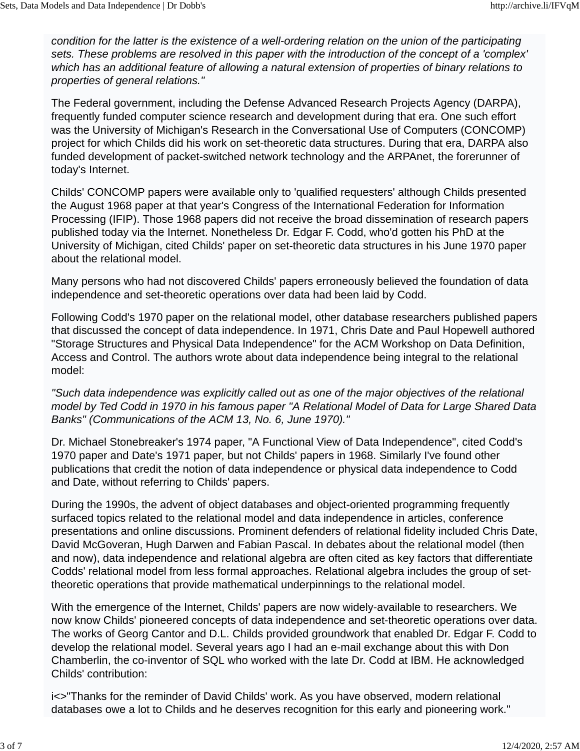*condition for the latter is the existence of a well-ordering relation on the union of the participating sets. These problems are resolved in this paper with the introduction of the concept of a 'complex' which has an additional feature of allowing a natural extension of properties of binary relations to properties of general relations."*

The Federal government, including the Defense Advanced Research Projects Agency (DARPA), frequently funded computer science research and development during that era. One such effort was the University of Michigan's Research in the Conversational Use of Computers (CONCOMP) project for which Childs did his work on set-theoretic data structures. During that era, DARPA also funded development of packet-switched network technology and the ARPAnet, the forerunner of today's Internet.

Childs' CONCOMP papers were available only to 'qualified requesters' although Childs presented the August 1968 paper at that year's Congress of the International Federation for Information Processing (IFIP). Those 1968 papers did not receive the broad dissemination of research papers published today via the Internet. Nonetheless Dr. Edgar F. Codd, who'd gotten his PhD at the University of Michigan, cited Childs' paper on set-theoretic data structures in his June 1970 paper about the relational model.

Many persons who had not discovered Childs' papers erroneously believed the foundation of data independence and set-theoretic operations over data had been laid by Codd.

Following Codd's 1970 paper on the relational model, other database researchers published papers that discussed the concept of data independence. In 1971, Chris Date and Paul Hopewell authored "Storage Structures and Physical Data Independence" for the ACM Workshop on Data Definition, Access and Control. The authors wrote about data independence being integral to the relational model:

*"Such data independence was explicitly called out as one of the major objectives of the relational model by Ted Codd in 1970 in his famous paper "A Relational Model of Data for Large Shared Data Banks" (Communications of the ACM 13, No. 6, June 1970)."*

Dr. Michael Stonebreaker's 1974 paper, "A Functional View of Data Independence", cited Codd's 1970 paper and Date's 1971 paper, but not Childs' papers in 1968. Similarly I've found other publications that credit the notion of data independence or physical data independence to Codd and Date, without referring to Childs' papers.

During the 1990s, the advent of object databases and object-oriented programming frequently surfaced topics related to the relational model and data independence in articles, conference presentations and online discussions. Prominent defenders of relational fidelity included Chris Date, David McGoveran, Hugh Darwen and Fabian Pascal. In debates about the relational model (then and now), data independence and relational algebra are often cited as key factors that differentiate Codds' relational model from less formal approaches. Relational algebra includes the group of set-theoretic operations that provide mathematical underpinnings to the relational model.

With the emergence of the Internet, Childs' papers are now widely-available to researchers. We now know Childs' pioneered concepts of data independence and set-theoretic operations over data. The works of Georg Cantor and D.L. Childs provided groundwork that enabled Dr. Edgar F. Codd to develop the relational model. Several years ago I had an e-mail exchange about this with Don Chamberlin, the co-inventor of SQL who worked with the late Dr. Codd at IBM. He acknowledged Childs' contribution:

i<>"Thanks for the reminder of David Childs' work. As you have observed, modern relational databases owe a lot to Childs and he deserves recognition for this early and pioneering work."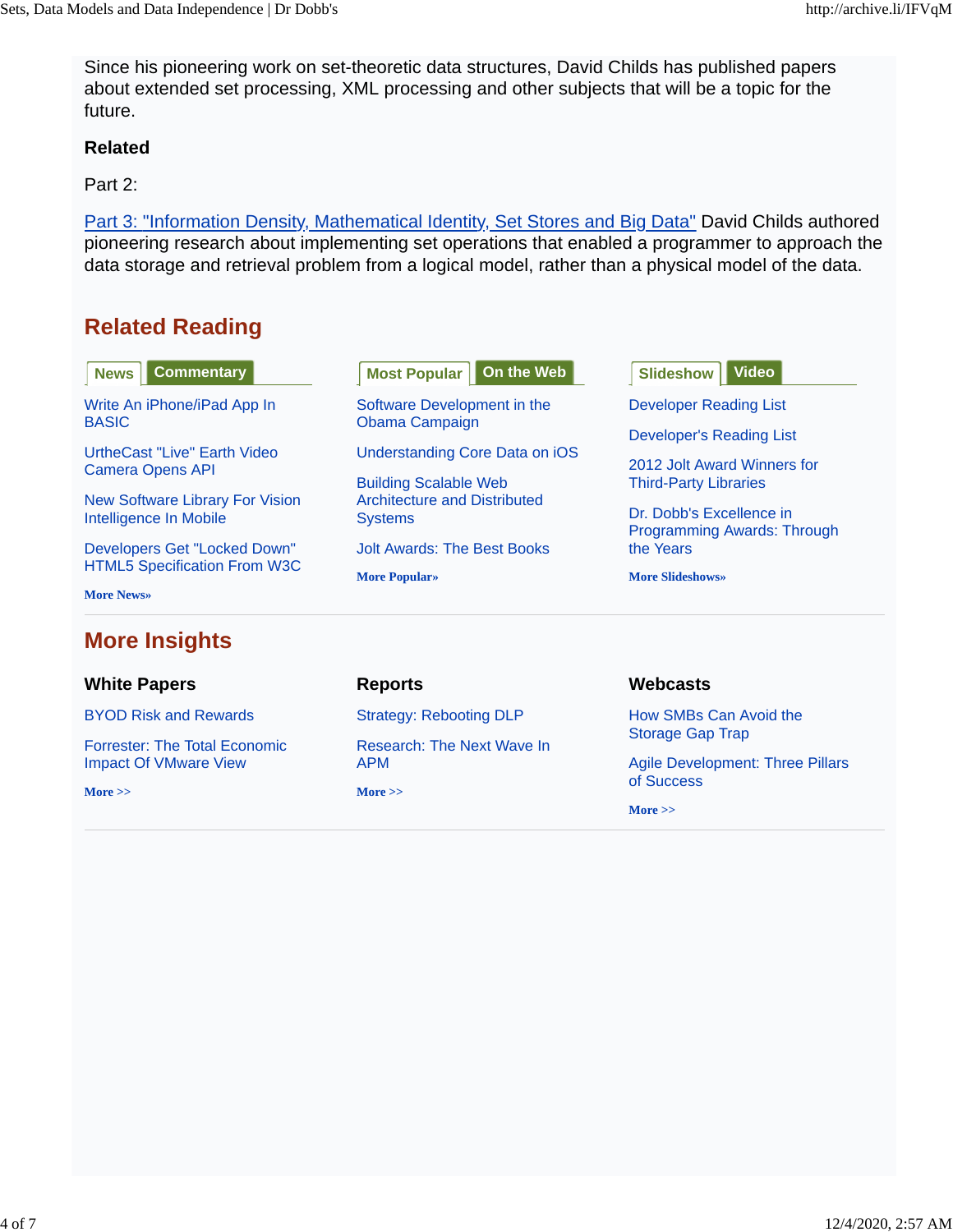Since his pioneering work on set-theoretic data structures, David Childs has published papers about extended set processing, XML processing and other subjects that will be a topic for the future.

**Related**

Part 2:

Part 3: "Information Density, Mathematical Identity, Set Stores and Big Data" David Childs authored pioneering research about implementing set operations that enabled a programmer to approach the data storage and retrieval problem from a logical model, rather than a physical model of the data.

## Related Reading

News | Commentary

- Write An iPhone/iPad App In BASIC
- UrtheCast "Live" Earth Video Camera Opens API
- New Software Library For Vision Intelligence In Mobile
- Developers Get "Locked Down" HTML5 Specification From W3C

More News»

Most Popular | On the Web

- Software Development in the Obama Campaign
- Understanding Core Data on iOS
- Building Scalable Web Architecture and Distributed Systems
- Jolt Awards: The Best Books

More Popular»

Slideshow | Video

- Developer Reading List
- Developer's Reading List
- 2012 Jolt Award Winners for Third-Party Libraries
- Dr. Dobb's Excellence in Programming Awards: Through the Years

More Slideshows»

## More Insights

### White Papers

- BYOD Risk and Rewards
- Forrester: The Total Economic Impact Of VMware View

More >>

### Reports

- Strategy: Rebooting DLP
- Research: The Next Wave In APM

More >>

### Webcasts

- How SMBs Can Avoid the Storage Gap Trap
- Agile Development: Three Pillars of Success

More >>